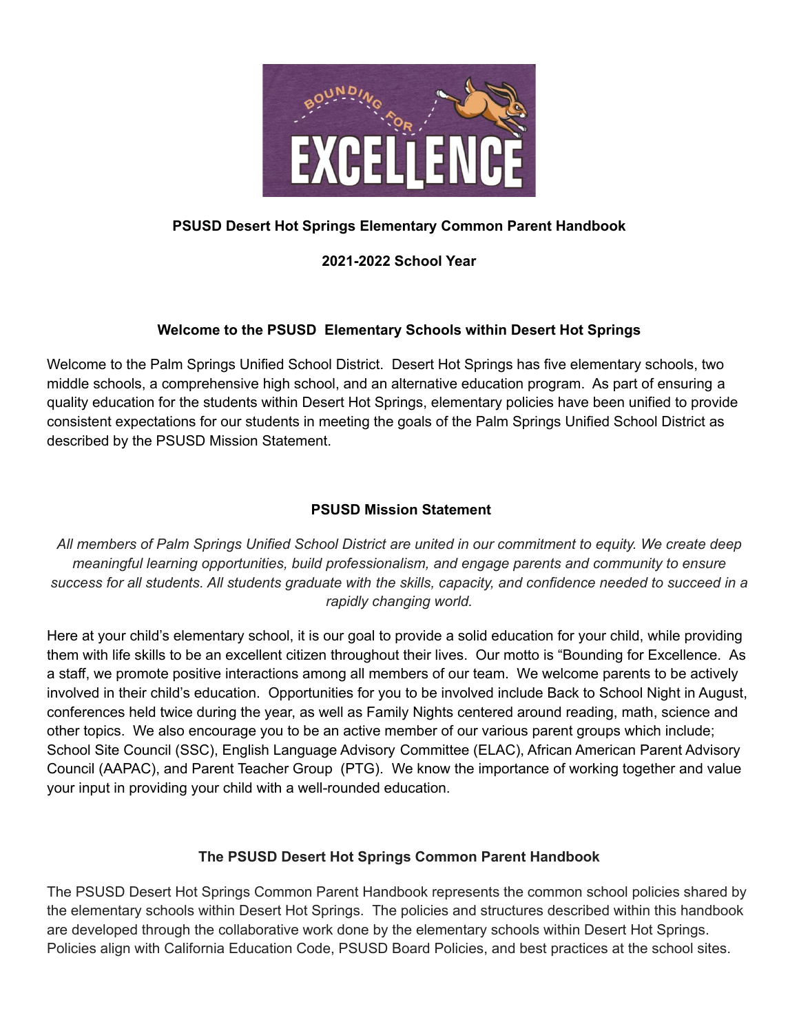**PSUSD Desert Hot Springs Elementary Common Parent Handbook**

**2021-2022 School Year**

## Welcome to the PSUSD Elementary Schools within Desert Hot Springs

Welcome to the Palm Springs Unified School District. Desert Hot Springs has five elementary schools, two middle schools, a comprehensive high school, and an alternative education program. As part of ensuring a quality education for the students within Desert Hot Springs, elementary policies have been unified to provide consistent expectations for our students in meeting the goals of the Palm Springs Unified School District as described by the PSUSD Mission Statement.

## PSUSD Mission Statement

*All members of Palm Springs Unified School District are united in our commitment to equity. We create deep meaningful learning opportunities, build professionalism, and engage parents and community to ensure success for all students. All students graduate with the skills, capacity, and confidence needed to succeed in a rapidly changing world.*

Here at your child's elementary school, it is our goal to provide a solid education for your child, while providing them with life skills to be an excellent citizen throughout their lives. Our motto is "Bounding for Excellence. As a staff, we promote positive interactions among all members of our team. We welcome parents to be actively involved in their child's education. Opportunities for you to be involved include Back to School Night in August, conferences held twice during the year, as well as Family Nights centered around reading, math, science and other topics. We also encourage you to be an active member of our various parent groups which include; School Site Council (SSC), English Language Advisory Committee (ELAC), African American Parent Advisory Council (AAPAC), and Parent Teacher Group (PTG). We know the importance of working together and value your input in providing your child with a well-rounded education.

## The PSUSD Desert Hot Springs Common Parent Handbook

The PSUSD Desert Hot Springs Common Parent Handbook represents the common school policies shared by the elementary schools within Desert Hot Springs. The policies and structures described within this handbook are developed through the collaborative work done by the elementary schools within Desert Hot Springs. Policies align with California Education Code, PSUSD Board Policies, and best practices at the school sites.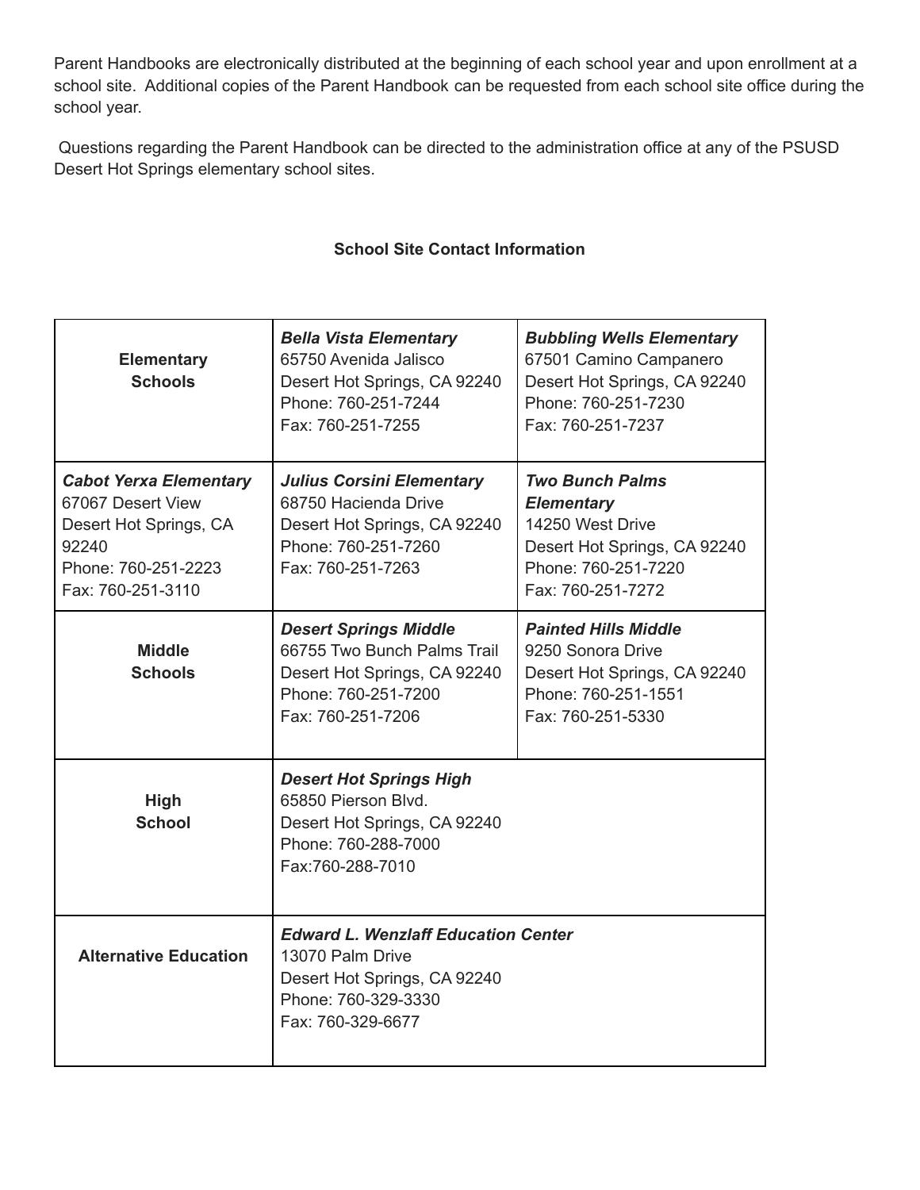Parent Handbooks are electronically distributed at the beginning of each school year and upon enrollment at a school site. Additional copies of the Parent Handbook can be requested from each school site office during the school year.

Questions regarding the Parent Handbook can be directed to the administration office at any of the PSUSD Desert Hot Springs elementary school sites.

**School Site Contact Information**

| | | |
|---|---|---|
| **Elementary Schools** | ***Bella Vista Elementary***<br>65750 Avenida Jalisco<br>Desert Hot Springs, CA 92240<br>Phone: 760-251-7244<br>Fax: 760-251-7255 | ***Bubbling Wells Elementary***<br>67501 Camino Campanero<br>Desert Hot Springs, CA 92240<br>Phone: 760-251-7230<br>Fax: 760-251-7237 |
| ***Cabot Yerxa Elementary***<br>67067 Desert View<br>Desert Hot Springs, CA 92240<br>Phone: 760-251-2223<br>Fax: 760-251-3110 | ***Julius Corsini Elementary***<br>68750 Hacienda Drive<br>Desert Hot Springs, CA 92240<br>Phone: 760-251-7260<br>Fax: 760-251-7263 | ***Two Bunch Palms Elementary***<br>14250 West Drive<br>Desert Hot Springs, CA 92240<br>Phone: 760-251-7220<br>Fax: 760-251-7272 |
| **Middle Schools** | ***Desert Springs Middle***<br>66755 Two Bunch Palms Trail<br>Desert Hot Springs, CA 92240<br>Phone: 760-251-7200<br>Fax: 760-251-7206 | ***Painted Hills Middle***<br>9250 Sonora Drive<br>Desert Hot Springs, CA 92240<br>Phone: 760-251-1551<br>Fax: 760-251-5330 |
| **High School** | ***Desert Hot Springs High***<br>65850 Pierson Blvd.<br>Desert Hot Springs, CA 92240<br>Phone: 760-288-7000<br>Fax:760-288-7010 | |
| **Alternative Education** | ***Edward L. Wenzlaff Education Center***<br>13070 Palm Drive<br>Desert Hot Springs, CA 92240<br>Phone: 760-329-3330<br>Fax: 760-329-6677 | |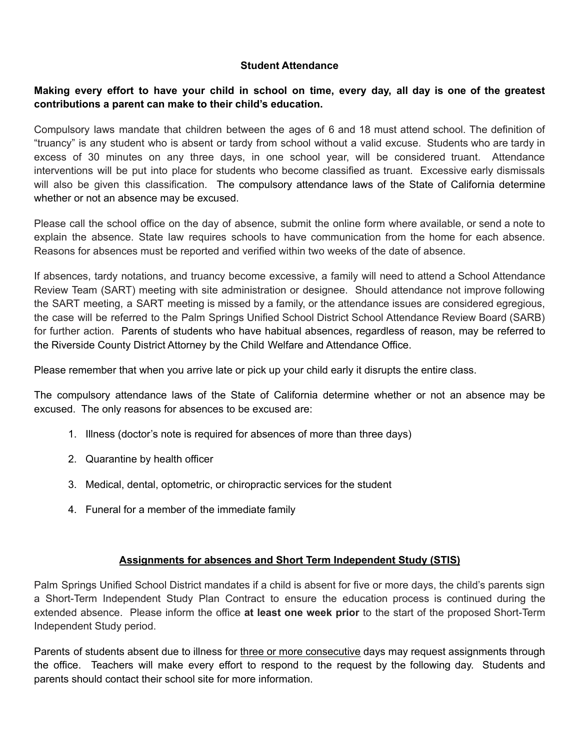## Student Attendance

**Making every effort to have your child in school on time, every day, all day is one of the greatest contributions a parent can make to their child's education.**

Compulsory laws mandate that children between the ages of 6 and 18 must attend school. The definition of "truancy" is any student who is absent or tardy from school without a valid excuse. Students who are tardy in excess of 30 minutes on any three days, in one school year, will be considered truant. Attendance interventions will be put into place for students who become classified as truant. Excessive early dismissals will also be given this classification. The compulsory attendance laws of the State of California determine whether or not an absence may be excused.

Please call the school office on the day of absence, submit the online form where available, or send a note to explain the absence. State law requires schools to have communication from the home for each absence. Reasons for absences must be reported and verified within two weeks of the date of absence.

If absences, tardy notations, and truancy become excessive, a family will need to attend a School Attendance Review Team (SART) meeting with site administration or designee. Should attendance not improve following the SART meeting, a SART meeting is missed by a family, or the attendance issues are considered egregious, the case will be referred to the Palm Springs Unified School District School Attendance Review Board (SARB) for further action. Parents of students who have habitual absences, regardless of reason, may be referred to the Riverside County District Attorney by the Child Welfare and Attendance Office.

Please remember that when you arrive late or pick up your child early it disrupts the entire class.

The compulsory attendance laws of the State of California determine whether or not an absence may be excused. The only reasons for absences to be excused are:

1. Illness (doctor's note is required for absences of more than three days)
2. Quarantine by health officer
3. Medical, dental, optometric, or chiropractic services for the student
4. Funeral for a member of the immediate family

## Assignments for absences and Short Term Independent Study (STIS)

Palm Springs Unified School District mandates if a child is absent for five or more days, the child's parents sign a Short-Term Independent Study Plan Contract to ensure the education process is continued during the extended absence. Please inform the office **at least one week prior** to the start of the proposed Short-Term Independent Study period.

Parents of students absent due to illness for three or more consecutive days may request assignments through the office. Teachers will make every effort to respond to the request by the following day. Students and parents should contact their school site for more information.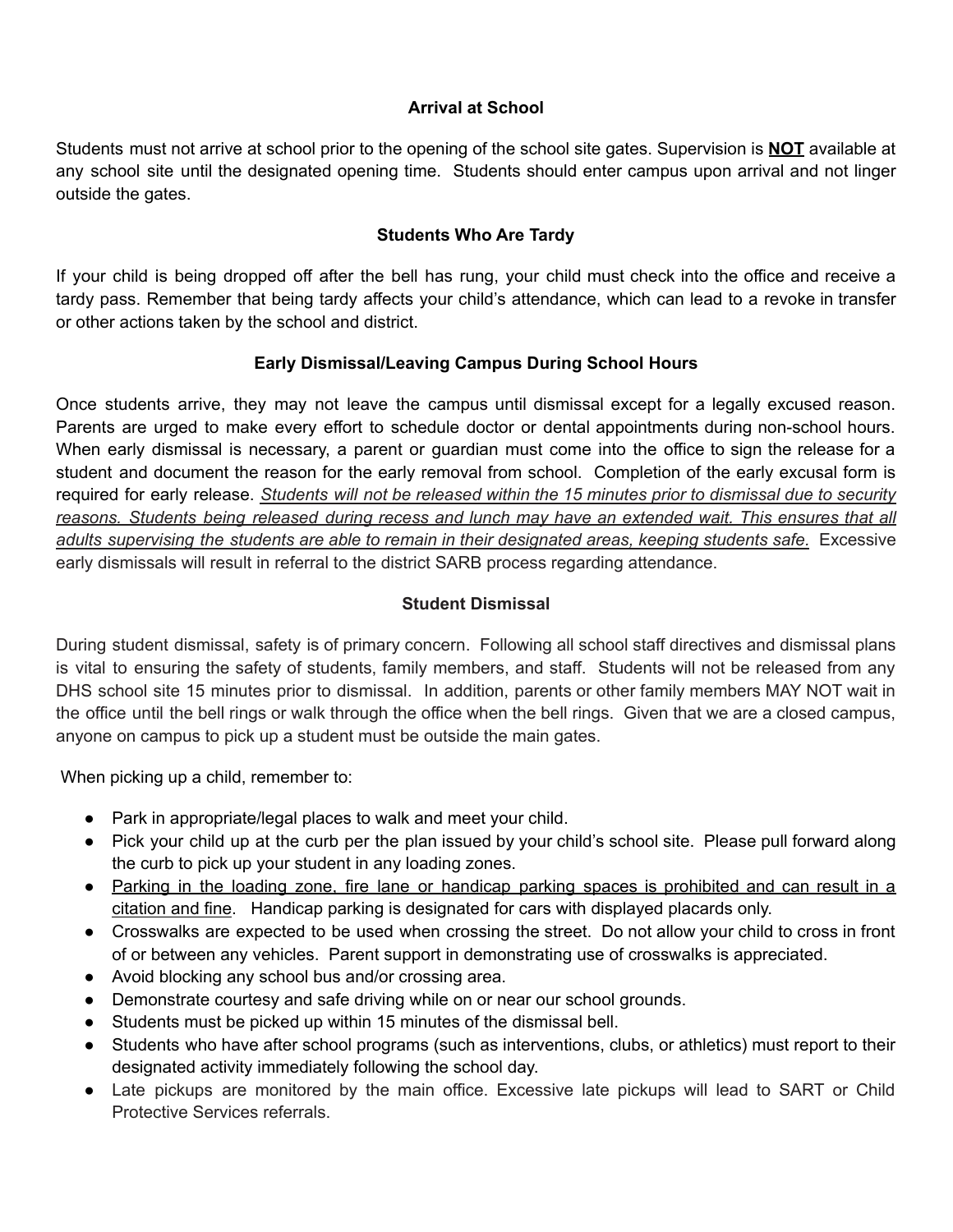## Arrival at School

Students must not arrive at school prior to the opening of the school site gates. Supervision is **NOT** available at any school site until the designated opening time. Students should enter campus upon arrival and not linger outside the gates.

## Students Who Are Tardy

If your child is being dropped off after the bell has rung, your child must check into the office and receive a tardy pass. Remember that being tardy affects your child's attendance, which can lead to a revoke in transfer or other actions taken by the school and district.

## Early Dismissal/Leaving Campus During School Hours

Once students arrive, they may not leave the campus until dismissal except for a legally excused reason. Parents are urged to make every effort to schedule doctor or dental appointments during non-school hours. When early dismissal is necessary, a parent or guardian must come into the office to sign the release for a student and document the reason for the early removal from school. Completion of the early excusal form is required for early release. *Students will not be released within the 15 minutes prior to dismissal due to security reasons. Students being released during recess and lunch may have an extended wait. This ensures that all adults supervising the students are able to remain in their designated areas, keeping students safe.* Excessive early dismissals will result in referral to the district SARB process regarding attendance.

## Student Dismissal

During student dismissal, safety is of primary concern. Following all school staff directives and dismissal plans is vital to ensuring the safety of students, family members, and staff. Students will not be released from any DHS school site 15 minutes prior to dismissal. In addition, parents or other family members MAY NOT wait in the office until the bell rings or walk through the office when the bell rings. Given that we are a closed campus, anyone on campus to pick up a student must be outside the main gates.

When picking up a child, remember to:

- Park in appropriate/legal places to walk and meet your child.
- Pick your child up at the curb per the plan issued by your child's school site. Please pull forward along the curb to pick up your student in any loading zones.
- Parking in the loading zone, fire lane or handicap parking spaces is prohibited and can result in a citation and fine. Handicap parking is designated for cars with displayed placards only.
- Crosswalks are expected to be used when crossing the street. Do not allow your child to cross in front of or between any vehicles. Parent support in demonstrating use of crosswalks is appreciated.
- Avoid blocking any school bus and/or crossing area.
- Demonstrate courtesy and safe driving while on or near our school grounds.
- Students must be picked up within 15 minutes of the dismissal bell.
- Students who have after school programs (such as interventions, clubs, or athletics) must report to their designated activity immediately following the school day.
- Late pickups are monitored by the main office. Excessive late pickups will lead to SART or Child Protective Services referrals.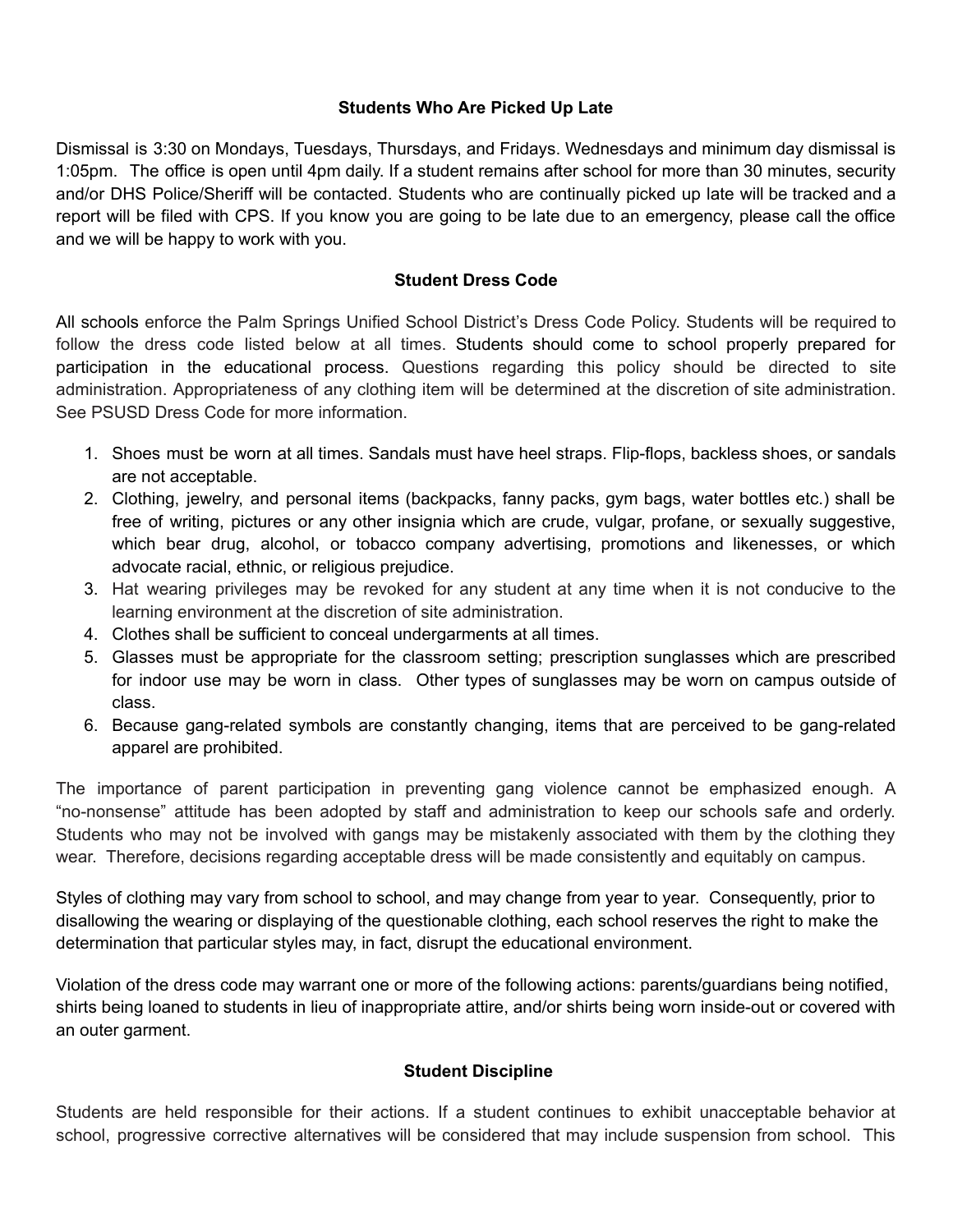## Students Who Are Picked Up Late

Dismissal is 3:30 on Mondays, Tuesdays, Thursdays, and Fridays. Wednesdays and minimum day dismissal is 1:05pm. The office is open until 4pm daily. If a student remains after school for more than 30 minutes, security and/or DHS Police/Sheriff will be contacted. Students who are continually picked up late will be tracked and a report will be filed with CPS. If you know you are going to be late due to an emergency, please call the office and we will be happy to work with you.

## Student Dress Code

All schools enforce the Palm Springs Unified School District's Dress Code Policy. Students will be required to follow the dress code listed below at all times. Students should come to school properly prepared for participation in the educational process. Questions regarding this policy should be directed to site administration. Appropriateness of any clothing item will be determined at the discretion of site administration. See PSUSD Dress Code for more information.

1. Shoes must be worn at all times. Sandals must have heel straps. Flip-flops, backless shoes, or sandals are not acceptable.
2. Clothing, jewelry, and personal items (backpacks, fanny packs, gym bags, water bottles etc.) shall be free of writing, pictures or any other insignia which are crude, vulgar, profane, or sexually suggestive, which bear drug, alcohol, or tobacco company advertising, promotions and likenesses, or which advocate racial, ethnic, or religious prejudice.
3. Hat wearing privileges may be revoked for any student at any time when it is not conducive to the learning environment at the discretion of site administration.
4. Clothes shall be sufficient to conceal undergarments at all times.
5. Glasses must be appropriate for the classroom setting; prescription sunglasses which are prescribed for indoor use may be worn in class. Other types of sunglasses may be worn on campus outside of class.
6. Because gang-related symbols are constantly changing, items that are perceived to be gang-related apparel are prohibited.

The importance of parent participation in preventing gang violence cannot be emphasized enough. A "no-nonsense" attitude has been adopted by staff and administration to keep our schools safe and orderly. Students who may not be involved with gangs may be mistakenly associated with them by the clothing they wear. Therefore, decisions regarding acceptable dress will be made consistently and equitably on campus.

Styles of clothing may vary from school to school, and may change from year to year. Consequently, prior to disallowing the wearing or displaying of the questionable clothing, each school reserves the right to make the determination that particular styles may, in fact, disrupt the educational environment.

Violation of the dress code may warrant one or more of the following actions: parents/guardians being notified, shirts being loaned to students in lieu of inappropriate attire, and/or shirts being worn inside-out or covered with an outer garment.

## Student Discipline

Students are held responsible for their actions. If a student continues to exhibit unacceptable behavior at school, progressive corrective alternatives will be considered that may include suspension from school. This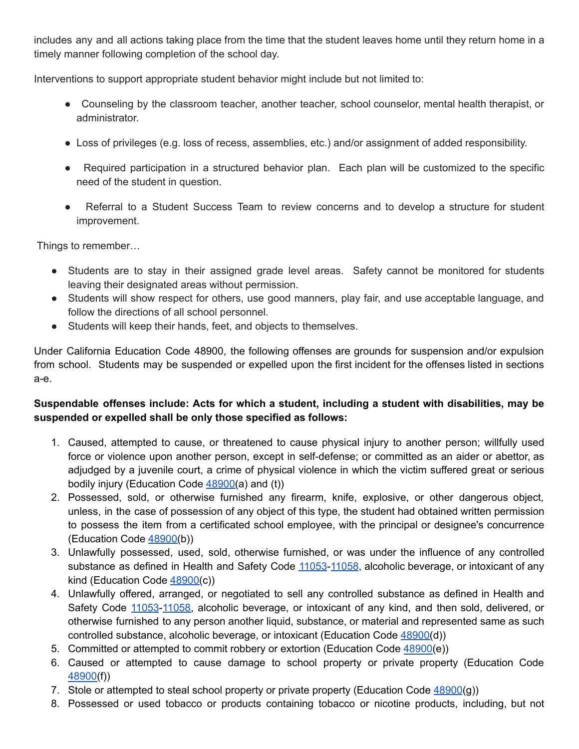includes any and all actions taking place from the time that the student leaves home until they return home in a timely manner following completion of the school day.

Interventions to support appropriate student behavior might include but not limited to:

- Counseling by the classroom teacher, another teacher, school counselor, mental health therapist, or administrator.
- Loss of privileges (e.g. loss of recess, assemblies, etc.) and/or assignment of added responsibility.
- Required participation in a structured behavior plan. Each plan will be customized to the specific need of the student in question.
- Referral to a Student Success Team to review concerns and to develop a structure for student improvement.

Things to remember…

- Students are to stay in their assigned grade level areas. Safety cannot be monitored for students leaving their designated areas without permission.
- Students will show respect for others, use good manners, play fair, and use acceptable language, and follow the directions of all school personnel.
- Students will keep their hands, feet, and objects to themselves.

Under California Education Code 48900, the following offenses are grounds for suspension and/or expulsion from school. Students may be suspended or expelled upon the first incident for the offenses listed in sections a-e.

**Suspendable offenses include: Acts for which a student, including a student with disabilities, may be suspended or expelled shall be only those specified as follows:**

1. Caused, attempted to cause, or threatened to cause physical injury to another person; willfully used force or violence upon another person, except in self-defense; or committed as an aider or abettor, as adjudged by a juvenile court, a crime of physical violence in which the victim suffered great or serious bodily injury (Education Code 48900(a) and (t))
2. Possessed, sold, or otherwise furnished any firearm, knife, explosive, or other dangerous object, unless, in the case of possession of any object of this type, the student had obtained written permission to possess the item from a certificated school employee, with the principal or designee's concurrence (Education Code 48900(b))
3. Unlawfully possessed, used, sold, otherwise furnished, or was under the influence of any controlled substance as defined in Health and Safety Code 11053-11058, alcoholic beverage, or intoxicant of any kind (Education Code 48900(c))
4. Unlawfully offered, arranged, or negotiated to sell any controlled substance as defined in Health and Safety Code 11053-11058, alcoholic beverage, or intoxicant of any kind, and then sold, delivered, or otherwise furnished to any person another liquid, substance, or material and represented same as such controlled substance, alcoholic beverage, or intoxicant (Education Code 48900(d))
5. Committed or attempted to commit robbery or extortion (Education Code 48900(e))
6. Caused or attempted to cause damage to school property or private property (Education Code 48900(f))
7. Stole or attempted to steal school property or private property (Education Code 48900(g))
8. Possessed or used tobacco or products containing tobacco or nicotine products, including, but not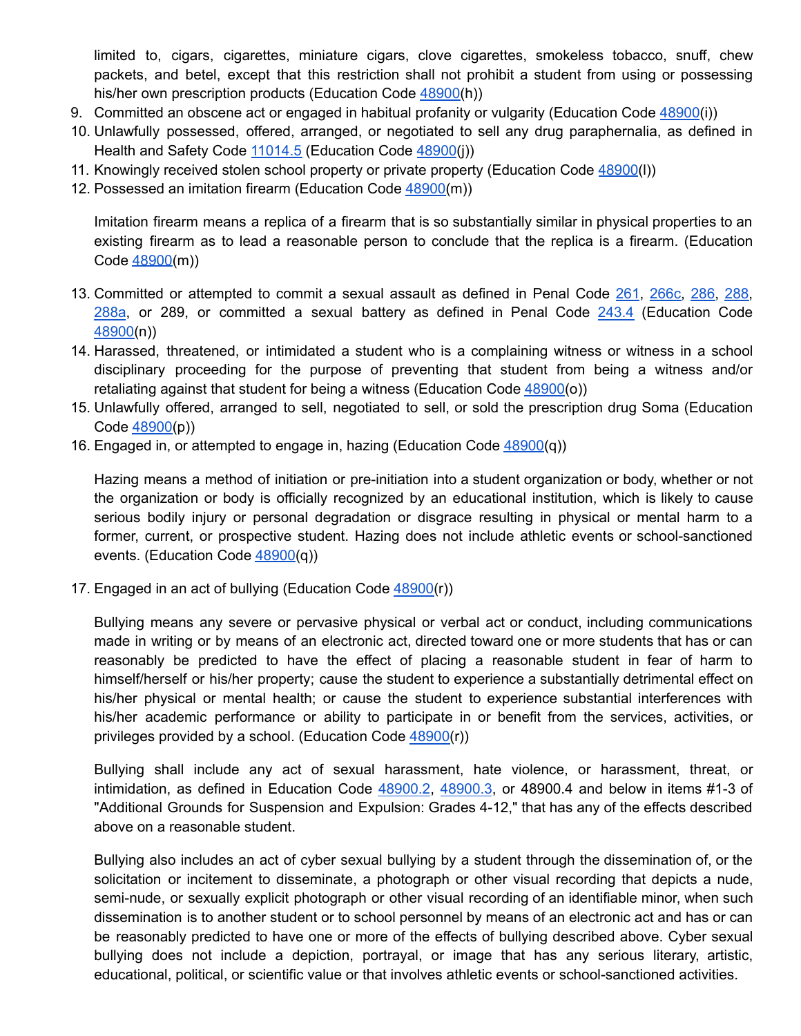limited to, cigars, cigarettes, miniature cigars, clove cigarettes, smokeless tobacco, snuff, chew packets, and betel, except that this restriction shall not prohibit a student from using or possessing his/her own prescription products (Education Code 48900(h))

9. Committed an obscene act or engaged in habitual profanity or vulgarity (Education Code 48900(i))
10. Unlawfully possessed, offered, arranged, or negotiated to sell any drug paraphernalia, as defined in Health and Safety Code 11014.5 (Education Code 48900(j))
11. Knowingly received stolen school property or private property (Education Code 48900(l))
12. Possessed an imitation firearm (Education Code 48900(m))

    Imitation firearm means a replica of a firearm that is so substantially similar in physical properties to an existing firearm as to lead a reasonable person to conclude that the replica is a firearm. (Education Code 48900(m))

13. Committed or attempted to commit a sexual assault as defined in Penal Code 261, 266c, 286, 288, 288a, or 289, or committed a sexual battery as defined in Penal Code 243.4 (Education Code 48900(n))
14. Harassed, threatened, or intimidated a student who is a complaining witness or witness in a school disciplinary proceeding for the purpose of preventing that student from being a witness and/or retaliating against that student for being a witness (Education Code 48900(o))
15. Unlawfully offered, arranged to sell, negotiated to sell, or sold the prescription drug Soma (Education Code 48900(p))
16. Engaged in, or attempted to engage in, hazing (Education Code 48900(q))

    Hazing means a method of initiation or pre-initiation into a student organization or body, whether or not the organization or body is officially recognized by an educational institution, which is likely to cause serious bodily injury or personal degradation or disgrace resulting in physical or mental harm to a former, current, or prospective student. Hazing does not include athletic events or school-sanctioned events. (Education Code 48900(q))

17. Engaged in an act of bullying (Education Code 48900(r))

    Bullying means any severe or pervasive physical or verbal act or conduct, including communications made in writing or by means of an electronic act, directed toward one or more students that has or can reasonably be predicted to have the effect of placing a reasonable student in fear of harm to himself/herself or his/her property; cause the student to experience a substantially detrimental effect on his/her physical or mental health; or cause the student to experience substantial interferences with his/her academic performance or ability to participate in or benefit from the services, activities, or privileges provided by a school. (Education Code 48900(r))

    Bullying shall include any act of sexual harassment, hate violence, or harassment, threat, or intimidation, as defined in Education Code 48900.2, 48900.3, or 48900.4 and below in items #1-3 of "Additional Grounds for Suspension and Expulsion: Grades 4-12," that has any of the effects described above on a reasonable student.

    Bullying also includes an act of cyber sexual bullying by a student through the dissemination of, or the solicitation or incitement to disseminate, a photograph or other visual recording that depicts a nude, semi-nude, or sexually explicit photograph or other visual recording of an identifiable minor, when such dissemination is to another student or to school personnel by means of an electronic act and has or can be reasonably predicted to have one or more of the effects of bullying described above. Cyber sexual bullying does not include a depiction, portrayal, or image that has any serious literary, artistic, educational, political, or scientific value or that involves athletic events or school-sanctioned activities.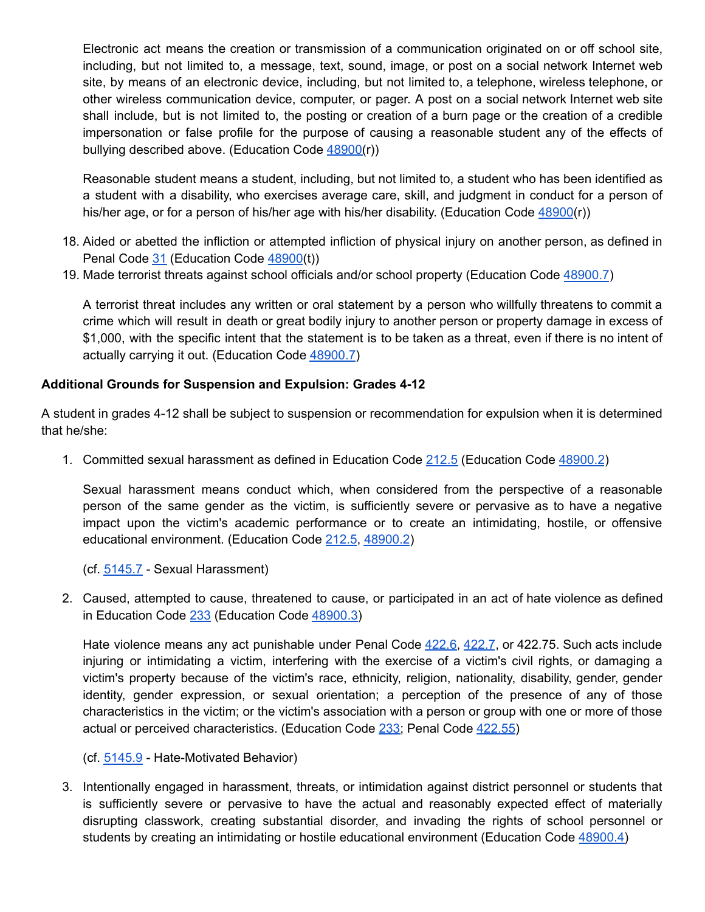Electronic act means the creation or transmission of a communication originated on or off school site, including, but not limited to, a message, text, sound, image, or post on a social network Internet web site, by means of an electronic device, including, but not limited to, a telephone, wireless telephone, or other wireless communication device, computer, or pager. A post on a social network Internet web site shall include, but is not limited to, the posting or creation of a burn page or the creation of a credible impersonation or false profile for the purpose of causing a reasonable student any of the effects of bullying described above. (Education Code 48900(r))

Reasonable student means a student, including, but not limited to, a student who has been identified as a student with a disability, who exercises average care, skill, and judgment in conduct for a person of his/her age, or for a person of his/her age with his/her disability. (Education Code 48900(r))

18. Aided or abetted the infliction or attempted infliction of physical injury on another person, as defined in Penal Code 31 (Education Code 48900(t))
19. Made terrorist threats against school officials and/or school property (Education Code 48900.7)

    A terrorist threat includes any written or oral statement by a person who willfully threatens to commit a crime which will result in death or great bodily injury to another person or property damage in excess of $1,000, with the specific intent that the statement is to be taken as a threat, even if there is no intent of actually carrying it out. (Education Code 48900.7)

**Additional Grounds for Suspension and Expulsion: Grades 4-12**

A student in grades 4-12 shall be subject to suspension or recommendation for expulsion when it is determined that he/she:

1. Committed sexual harassment as defined in Education Code 212.5 (Education Code 48900.2)

   Sexual harassment means conduct which, when considered from the perspective of a reasonable person of the same gender as the victim, is sufficiently severe or pervasive as to have a negative impact upon the victim's academic performance or to create an intimidating, hostile, or offensive educational environment. (Education Code 212.5, 48900.2)

   (cf. 5145.7 - Sexual Harassment)

2. Caused, attempted to cause, threatened to cause, or participated in an act of hate violence as defined in Education Code 233 (Education Code 48900.3)

   Hate violence means any act punishable under Penal Code 422.6, 422.7, or 422.75. Such acts include injuring or intimidating a victim, interfering with the exercise of a victim's civil rights, or damaging a victim's property because of the victim's race, ethnicity, religion, nationality, disability, gender, gender identity, gender expression, or sexual orientation; a perception of the presence of any of those characteristics in the victim; or the victim's association with a person or group with one or more of those actual or perceived characteristics. (Education Code 233; Penal Code 422.55)

   (cf. 5145.9 - Hate-Motivated Behavior)

3. Intentionally engaged in harassment, threats, or intimidation against district personnel or students that is sufficiently severe or pervasive to have the actual and reasonably expected effect of materially disrupting classwork, creating substantial disorder, and invading the rights of school personnel or students by creating an intimidating or hostile educational environment (Education Code 48900.4)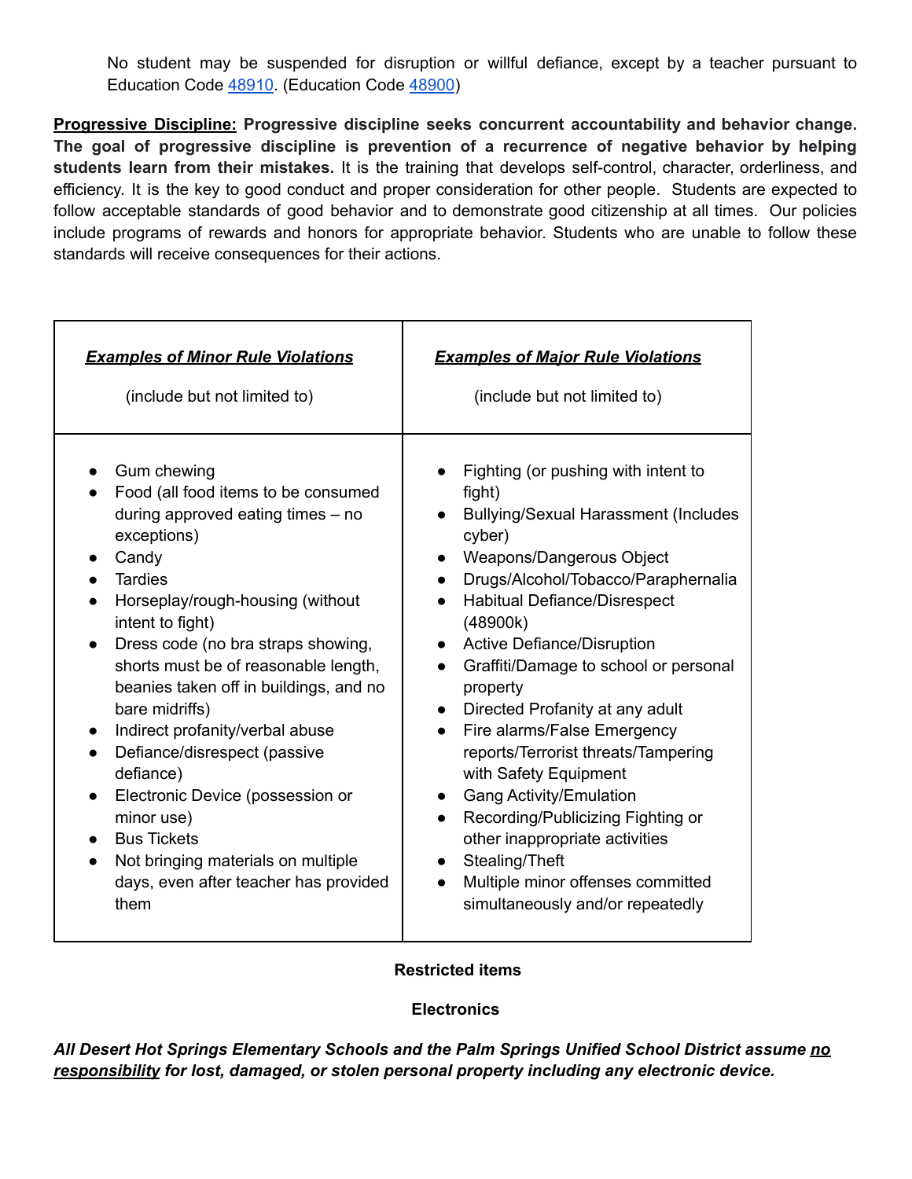No student may be suspended for disruption or willful defiance, except by a teacher pursuant to Education Code [48910](). (Education Code [48900]())

**<u>Progressive Discipline:</u> Progressive discipline seeks concurrent accountability and behavior change. The goal of progressive discipline is prevention of a recurrence of negative behavior by helping students learn from their mistakes.** It is the training that develops self-control, character, orderliness, and efficiency. It is the key to good conduct and proper consideration for other people. Students are expected to follow acceptable standards of good behavior and to demonstrate good citizenship at all times. Our policies include programs of rewards and honors for appropriate behavior. Students who are unable to follow these standards will receive consequences for their actions.

| ***<u>Examples of Minor Rule Violations</u>*** (include but not limited to) | ***<u>Examples of Major Rule Violations</u>*** (include but not limited to) |
|---|---|
| • Gum chewing<br>• Food (all food items to be consumed during approved eating times – no exceptions)<br>• Candy<br>• Tardies<br>• Horseplay/rough-housing (without intent to fight)<br>• Dress code (no bra straps showing, shorts must be of reasonable length, beanies taken off in buildings, and no bare midriffs)<br>• Indirect profanity/verbal abuse<br>• Defiance/disrespect (passive defiance)<br>• Electronic Device (possession or minor use)<br>• Bus Tickets<br>• Not bringing materials on multiple days, even after teacher has provided them | • Fighting (or pushing with intent to fight)<br>• Bullying/Sexual Harassment (Includes cyber)<br>• Weapons/Dangerous Object<br>• Drugs/Alcohol/Tobacco/Paraphernalia<br>• Habitual Defiance/Disrespect (48900k)<br>• Active Defiance/Disruption<br>• Graffiti/Damage to school or personal property<br>• Directed Profanity at any adult<br>• Fire alarms/False Emergency reports/Terrorist threats/Tampering with Safety Equipment<br>• Gang Activity/Emulation<br>• Recording/Publicizing Fighting or other inappropriate activities<br>• Stealing/Theft<br>• Multiple minor offenses committed simultaneously and/or repeatedly |

**Restricted items**

**Electronics**

***All Desert Hot Springs Elementary Schools and the Palm Springs Unified School District assume <u>no responsibility</u> for lost, damaged, or stolen personal property including any electronic device.***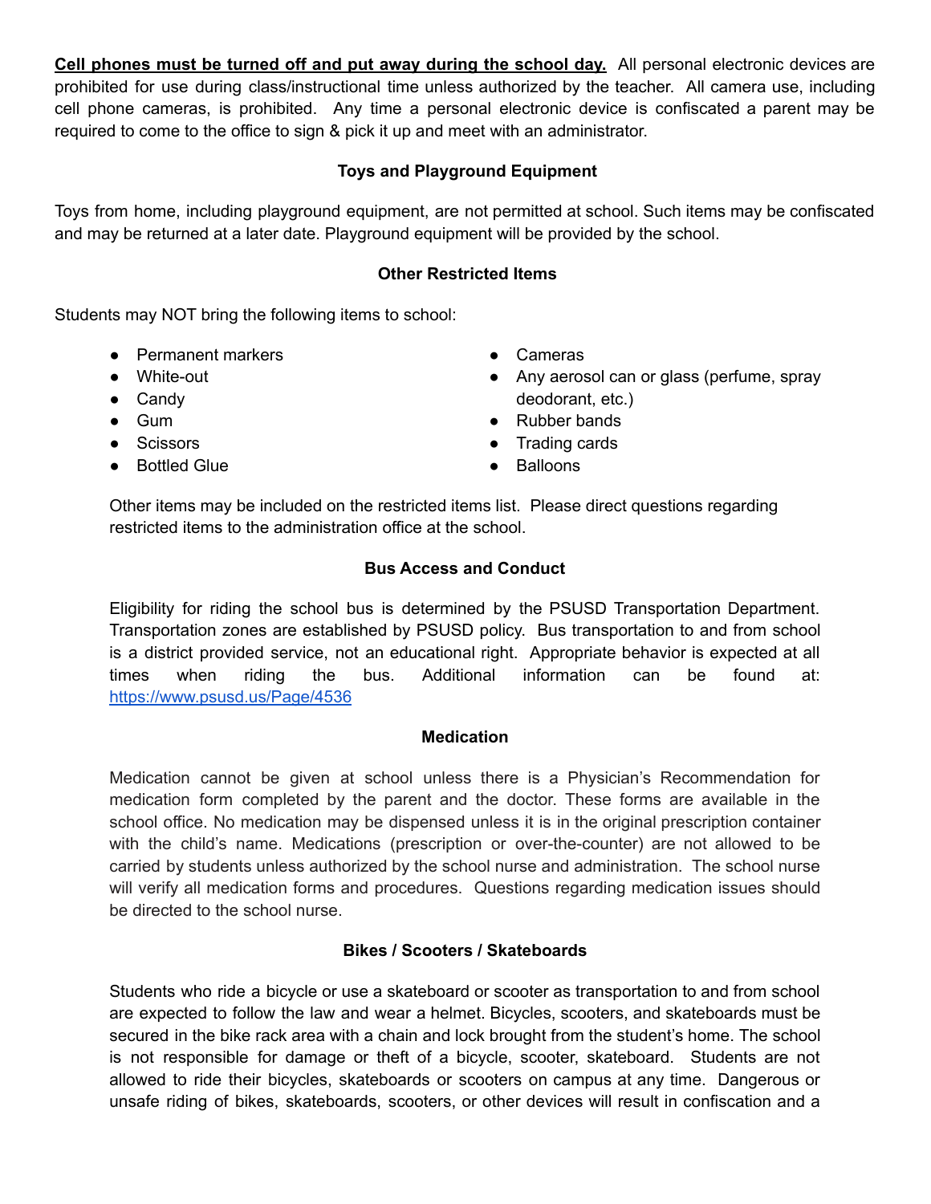**Cell phones must be turned off and put away during the school day.** All personal electronic devices are prohibited for use during class/instructional time unless authorized by the teacher. All camera use, including cell phone cameras, is prohibited. Any time a personal electronic device is confiscated a parent may be required to come to the office to sign & pick it up and meet with an administrator.

### Toys and Playground Equipment

Toys from home, including playground equipment, are not permitted at school. Such items may be confiscated and may be returned at a later date. Playground equipment will be provided by the school.

### Other Restricted Items

Students may NOT bring the following items to school:

- Permanent markers
- White-out
- Candy
- Gum
- Scissors
- Bottled Glue
- Cameras
- Any aerosol can or glass (perfume, spray deodorant, etc.)
- Rubber bands
- Trading cards
- Balloons

Other items may be included on the restricted items list. Please direct questions regarding restricted items to the administration office at the school.

### Bus Access and Conduct

Eligibility for riding the school bus is determined by the PSUSD Transportation Department. Transportation zones are established by PSUSD policy. Bus transportation to and from school is a district provided service, not an educational right. Appropriate behavior is expected at all times when riding the bus. Additional information can be found at: https://www.psusd.us/Page/4536

### Medication

Medication cannot be given at school unless there is a Physician's Recommendation for medication form completed by the parent and the doctor. These forms are available in the school office. No medication may be dispensed unless it is in the original prescription container with the child's name. Medications (prescription or over-the-counter) are not allowed to be carried by students unless authorized by the school nurse and administration. The school nurse will verify all medication forms and procedures. Questions regarding medication issues should be directed to the school nurse.

### Bikes / Scooters / Skateboards

Students who ride a bicycle or use a skateboard or scooter as transportation to and from school are expected to follow the law and wear a helmet. Bicycles, scooters, and skateboards must be secured in the bike rack area with a chain and lock brought from the student's home. The school is not responsible for damage or theft of a bicycle, scooter, skateboard. Students are not allowed to ride their bicycles, skateboards or scooters on campus at any time. Dangerous or unsafe riding of bikes, skateboards, scooters, or other devices will result in confiscation and a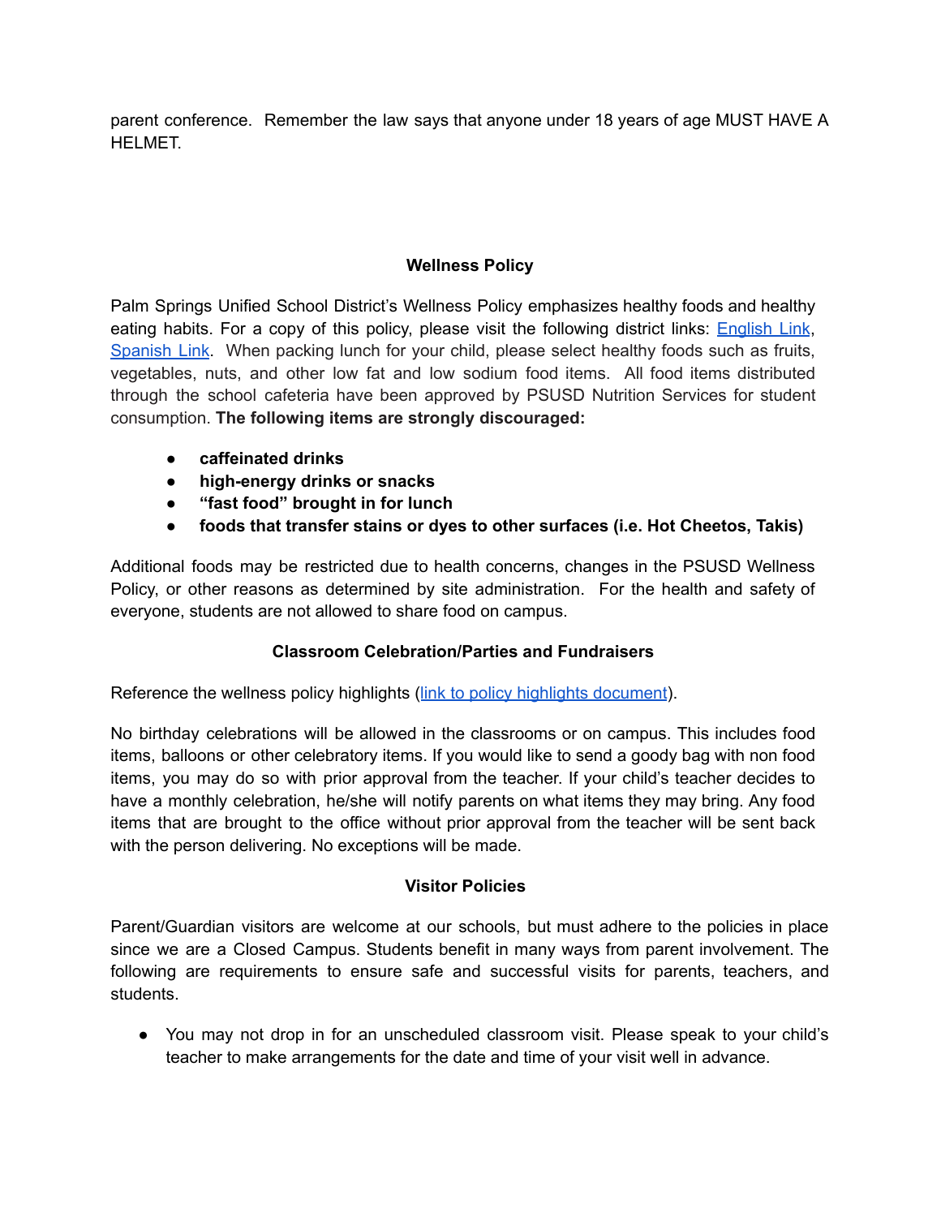parent conference. Remember the law says that anyone under 18 years of age MUST HAVE A HELMET.

### Wellness Policy

Palm Springs Unified School District's Wellness Policy emphasizes healthy foods and healthy eating habits. For a copy of this policy, please visit the following district links: English Link, Spanish Link. When packing lunch for your child, please select healthy foods such as fruits, vegetables, nuts, and other low fat and low sodium food items. All food items distributed through the school cafeteria have been approved by PSUSD Nutrition Services for student consumption. **The following items are strongly discouraged:**

- **caffeinated drinks**
- **high-energy drinks or snacks**
- **"fast food" brought in for lunch**
- **foods that transfer stains or dyes to other surfaces (i.e. Hot Cheetos, Takis)**

Additional foods may be restricted due to health concerns, changes in the PSUSD Wellness Policy, or other reasons as determined by site administration. For the health and safety of everyone, students are not allowed to share food on campus.

### Classroom Celebration/Parties and Fundraisers

Reference the wellness policy highlights (link to policy highlights document).

No birthday celebrations will be allowed in the classrooms or on campus. This includes food items, balloons or other celebratory items. If you would like to send a goody bag with non food items, you may do so with prior approval from the teacher. If your child's teacher decides to have a monthly celebration, he/she will notify parents on what items they may bring. Any food items that are brought to the office without prior approval from the teacher will be sent back with the person delivering. No exceptions will be made.

### Visitor Policies

Parent/Guardian visitors are welcome at our schools, but must adhere to the policies in place since we are a Closed Campus. Students benefit in many ways from parent involvement. The following are requirements to ensure safe and successful visits for parents, teachers, and students.

- You may not drop in for an unscheduled classroom visit. Please speak to your child's teacher to make arrangements for the date and time of your visit well in advance.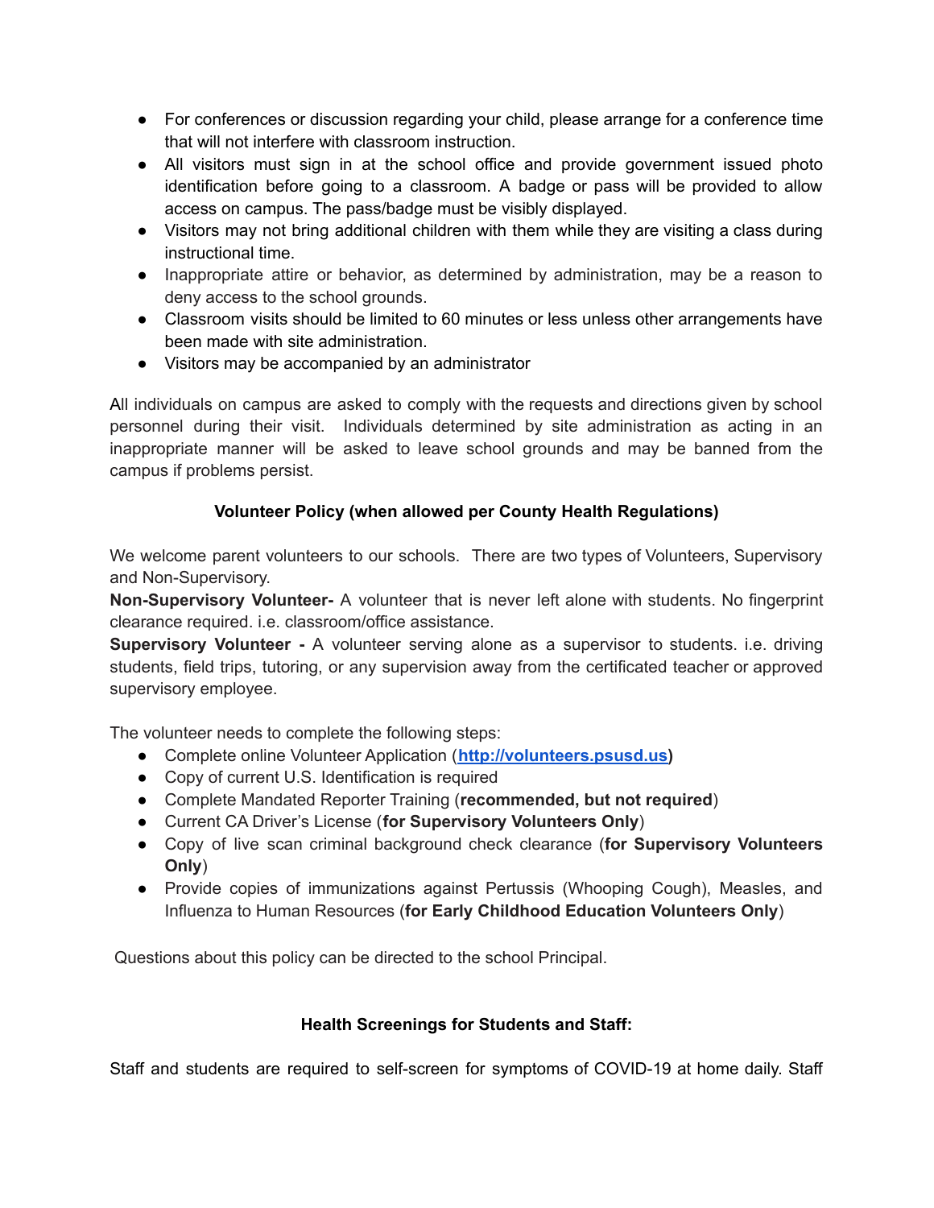- For conferences or discussion regarding your child, please arrange for a conference time that will not interfere with classroom instruction.
- All visitors must sign in at the school office and provide government issued photo identification before going to a classroom. A badge or pass will be provided to allow access on campus. The pass/badge must be visibly displayed.
- Visitors may not bring additional children with them while they are visiting a class during instructional time.
- Inappropriate attire or behavior, as determined by administration, may be a reason to deny access to the school grounds.
- Classroom visits should be limited to 60 minutes or less unless other arrangements have been made with site administration.
- Visitors may be accompanied by an administrator

All individuals on campus are asked to comply with the requests and directions given by school personnel during their visit. Individuals determined by site administration as acting in an inappropriate manner will be asked to leave school grounds and may be banned from the campus if problems persist.

### Volunteer Policy (when allowed per County Health Regulations)

We welcome parent volunteers to our schools. There are two types of Volunteers, Supervisory and Non-Supervisory.

**Non-Supervisory Volunteer-** A volunteer that is never left alone with students. No fingerprint clearance required. i.e. classroom/office assistance.

**Supervisory Volunteer -** A volunteer serving alone as a supervisor to students. i.e. driving students, field trips, tutoring, or any supervision away from the certificated teacher or approved supervisory employee.

The volunteer needs to complete the following steps:

- Complete online Volunteer Application (**http://volunteers.psusd.us**)
- Copy of current U.S. Identification is required
- Complete Mandated Reporter Training (**recommended, but not required**)
- Current CA Driver's License (**for Supervisory Volunteers Only**)
- Copy of live scan criminal background check clearance (**for Supervisory Volunteers Only**)
- Provide copies of immunizations against Pertussis (Whooping Cough), Measles, and Influenza to Human Resources (**for Early Childhood Education Volunteers Only**)

Questions about this policy can be directed to the school Principal.

### Health Screenings for Students and Staff:

Staff and students are required to self-screen for symptoms of COVID-19 at home daily. Staff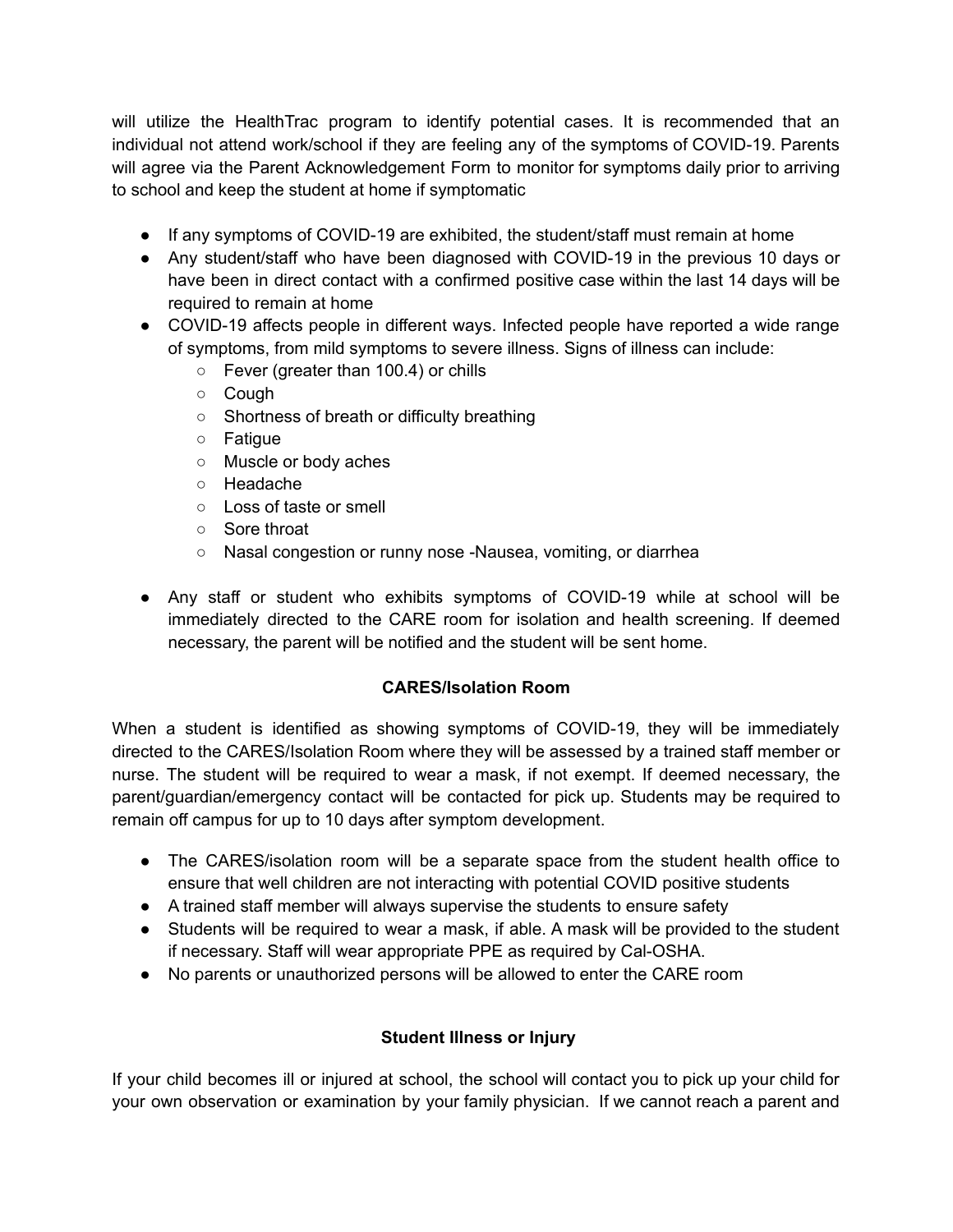will utilize the HealthTrac program to identify potential cases. It is recommended that an individual not attend work/school if they are feeling any of the symptoms of COVID-19. Parents will agree via the Parent Acknowledgement Form to monitor for symptoms daily prior to arriving to school and keep the student at home if symptomatic

- If any symptoms of COVID-19 are exhibited, the student/staff must remain at home
- Any student/staff who have been diagnosed with COVID-19 in the previous 10 days or have been in direct contact with a confirmed positive case within the last 14 days will be required to remain at home
- COVID-19 affects people in different ways. Infected people have reported a wide range of symptoms, from mild symptoms to severe illness. Signs of illness can include:
    - Fever (greater than 100.4) or chills
    - Cough
    - Shortness of breath or difficulty breathing
    - Fatigue
    - Muscle or body aches
    - Headache
    - Loss of taste or smell
    - Sore throat
    - Nasal congestion or runny nose -Nausea, vomiting, or diarrhea

- Any staff or student who exhibits symptoms of COVID-19 while at school will be immediately directed to the CARE room for isolation and health screening. If deemed necessary, the parent will be notified and the student will be sent home.

### CARES/Isolation Room

When a student is identified as showing symptoms of COVID-19, they will be immediately directed to the CARES/Isolation Room where they will be assessed by a trained staff member or nurse. The student will be required to wear a mask, if not exempt. If deemed necessary, the parent/guardian/emergency contact will be contacted for pick up. Students may be required to remain off campus for up to 10 days after symptom development.

- The CARES/isolation room will be a separate space from the student health office to ensure that well children are not interacting with potential COVID positive students
- A trained staff member will always supervise the students to ensure safety
- Students will be required to wear a mask, if able. A mask will be provided to the student if necessary. Staff will wear appropriate PPE as required by Cal-OSHA.
- No parents or unauthorized persons will be allowed to enter the CARE room

### Student Illness or Injury

If your child becomes ill or injured at school, the school will contact you to pick up your child for your own observation or examination by your family physician. If we cannot reach a parent and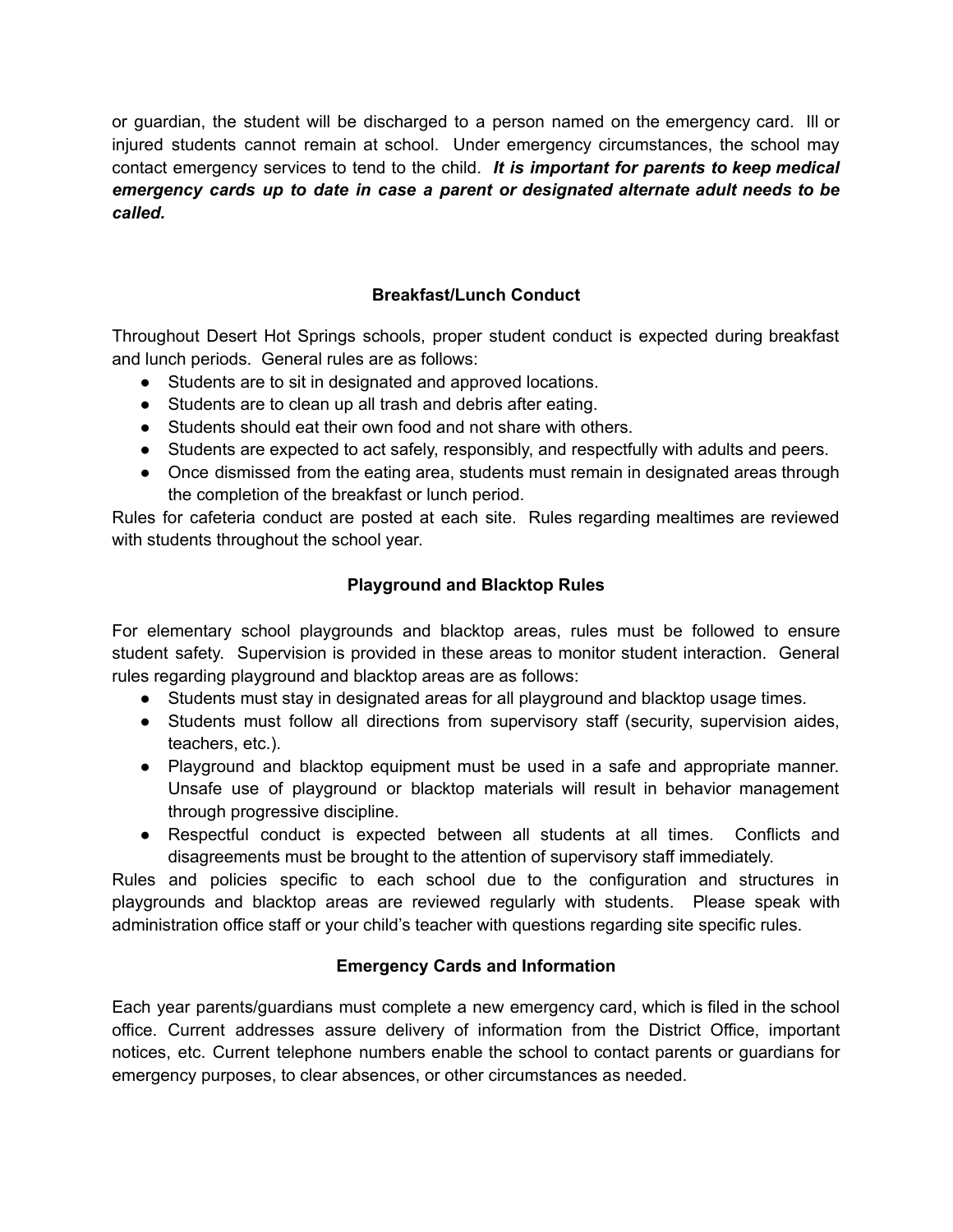or guardian, the student will be discharged to a person named on the emergency card. Ill or injured students cannot remain at school. Under emergency circumstances, the school may contact emergency services to tend to the child. ***It is important for parents to keep medical emergency cards up to date in case a parent or designated alternate adult needs to be called.***

### Breakfast/Lunch Conduct

Throughout Desert Hot Springs schools, proper student conduct is expected during breakfast and lunch periods. General rules are as follows:

- Students are to sit in designated and approved locations.
- Students are to clean up all trash and debris after eating.
- Students should eat their own food and not share with others.
- Students are expected to act safely, responsibly, and respectfully with adults and peers.
- Once dismissed from the eating area, students must remain in designated areas through the completion of the breakfast or lunch period.

Rules for cafeteria conduct are posted at each site. Rules regarding mealtimes are reviewed with students throughout the school year.

### Playground and Blacktop Rules

For elementary school playgrounds and blacktop areas, rules must be followed to ensure student safety. Supervision is provided in these areas to monitor student interaction. General rules regarding playground and blacktop areas are as follows:

- Students must stay in designated areas for all playground and blacktop usage times.
- Students must follow all directions from supervisory staff (security, supervision aides, teachers, etc.).
- Playground and blacktop equipment must be used in a safe and appropriate manner. Unsafe use of playground or blacktop materials will result in behavior management through progressive discipline.
- Respectful conduct is expected between all students at all times. Conflicts and disagreements must be brought to the attention of supervisory staff immediately.

Rules and policies specific to each school due to the configuration and structures in playgrounds and blacktop areas are reviewed regularly with students. Please speak with administration office staff or your child's teacher with questions regarding site specific rules.

### Emergency Cards and Information

Each year parents/guardians must complete a new emergency card, which is filed in the school office. Current addresses assure delivery of information from the District Office, important notices, etc. Current telephone numbers enable the school to contact parents or guardians for emergency purposes, to clear absences, or other circumstances as needed.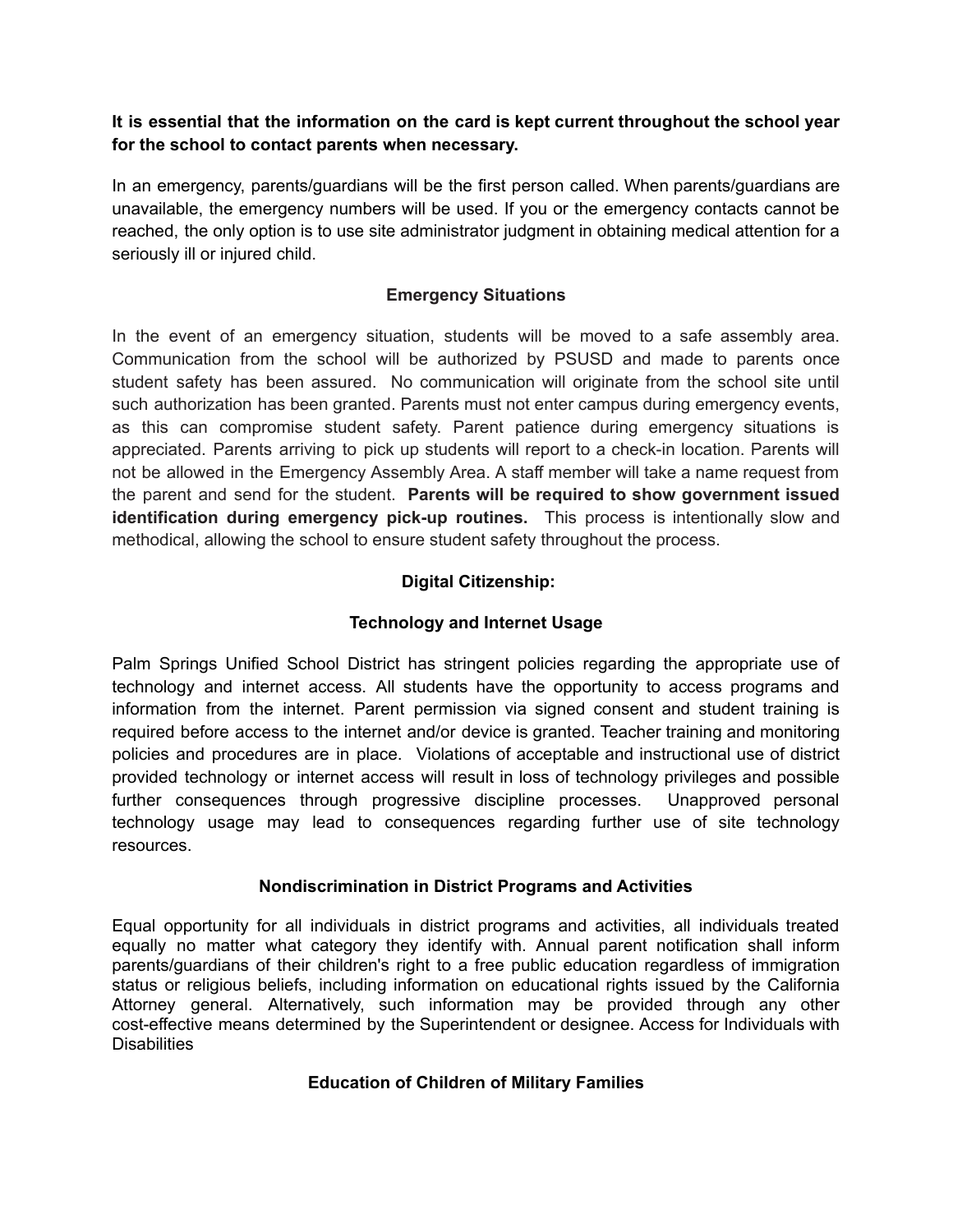**It is essential that the information on the card is kept current throughout the school year for the school to contact parents when necessary.**

In an emergency, parents/guardians will be the first person called. When parents/guardians are unavailable, the emergency numbers will be used. If you or the emergency contacts cannot be reached, the only option is to use site administrator judgment in obtaining medical attention for a seriously ill or injured child.

## Emergency Situations

In the event of an emergency situation, students will be moved to a safe assembly area. Communication from the school will be authorized by PSUSD and made to parents once student safety has been assured. No communication will originate from the school site until such authorization has been granted. Parents must not enter campus during emergency events, as this can compromise student safety. Parent patience during emergency situations is appreciated. Parents arriving to pick up students will report to a check-in location. Parents will not be allowed in the Emergency Assembly Area. A staff member will take a name request from the parent and send for the student. **Parents will be required to show government issued identification during emergency pick-up routines.** This process is intentionally slow and methodical, allowing the school to ensure student safety throughout the process.

## Digital Citizenship:

### Technology and Internet Usage

Palm Springs Unified School District has stringent policies regarding the appropriate use of technology and internet access. All students have the opportunity to access programs and information from the internet. Parent permission via signed consent and student training is required before access to the internet and/or device is granted. Teacher training and monitoring policies and procedures are in place. Violations of acceptable and instructional use of district provided technology or internet access will result in loss of technology privileges and possible further consequences through progressive discipline processes. Unapproved personal technology usage may lead to consequences regarding further use of site technology resources.

## Nondiscrimination in District Programs and Activities

Equal opportunity for all individuals in district programs and activities, all individuals treated equally no matter what category they identify with. Annual parent notification shall inform parents/guardians of their children's right to a free public education regardless of immigration status or religious beliefs, including information on educational rights issued by the California Attorney general. Alternatively, such information may be provided through any other cost-effective means determined by the Superintendent or designee. Access for Individuals with Disabilities

## Education of Children of Military Families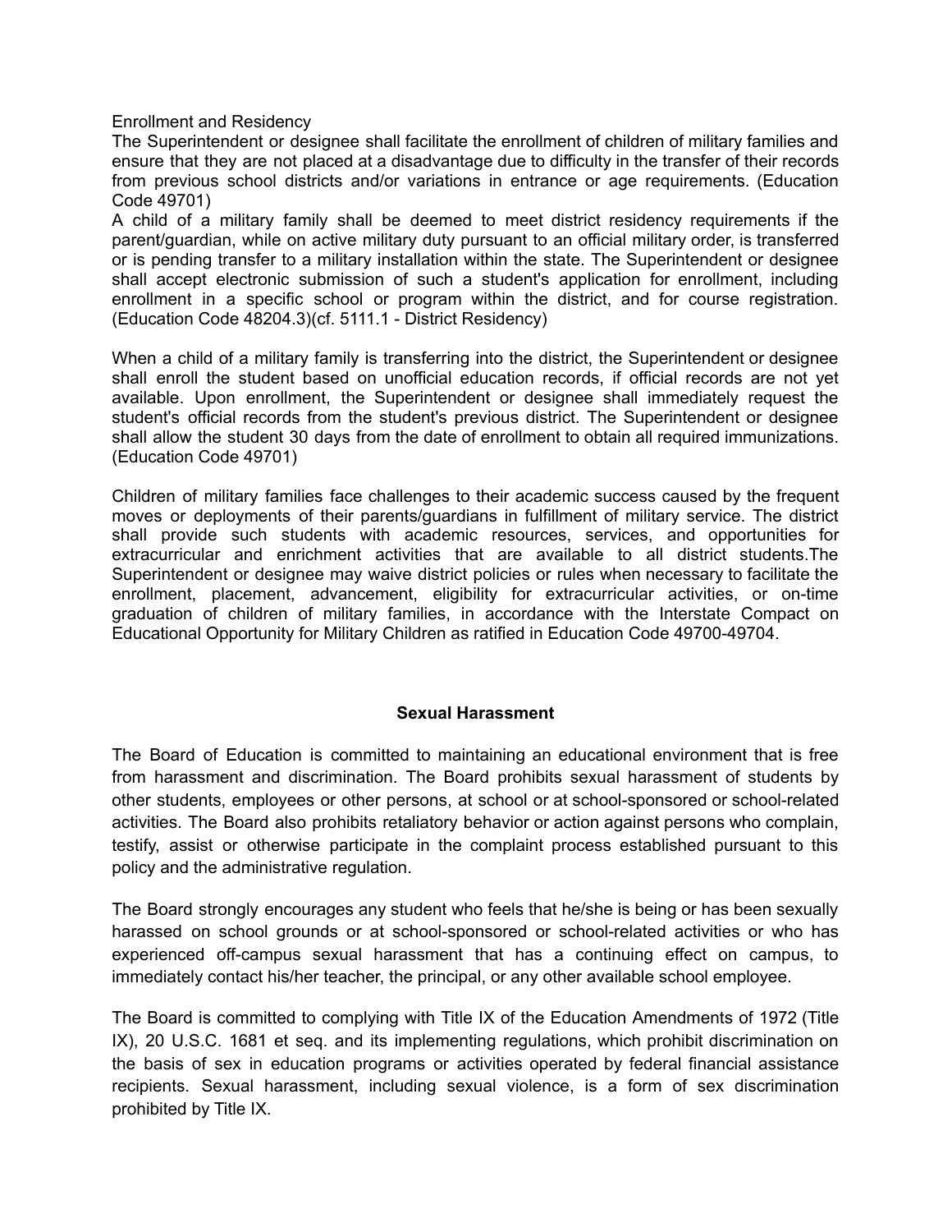Enrollment and Residency

The Superintendent or designee shall facilitate the enrollment of children of military families and ensure that they are not placed at a disadvantage due to difficulty in the transfer of their records from previous school districts and/or variations in entrance or age requirements. (Education Code 49701)

A child of a military family shall be deemed to meet district residency requirements if the parent/guardian, while on active military duty pursuant to an official military order, is transferred or is pending transfer to a military installation within the state. The Superintendent or designee shall accept electronic submission of such a student's application for enrollment, including enrollment in a specific school or program within the district, and for course registration. (Education Code 48204.3)(cf. 5111.1 - District Residency)

When a child of a military family is transferring into the district, the Superintendent or designee shall enroll the student based on unofficial education records, if official records are not yet available. Upon enrollment, the Superintendent or designee shall immediately request the student's official records from the student's previous district. The Superintendent or designee shall allow the student 30 days from the date of enrollment to obtain all required immunizations. (Education Code 49701)

Children of military families face challenges to their academic success caused by the frequent moves or deployments of their parents/guardians in fulfillment of military service. The district shall provide such students with academic resources, services, and opportunities for extracurricular and enrichment activities that are available to all district students.The Superintendent or designee may waive district policies or rules when necessary to facilitate the enrollment, placement, advancement, eligibility for extracurricular activities, or on-time graduation of children of military families, in accordance with the Interstate Compact on Educational Opportunity for Military Children as ratified in Education Code 49700-49704.

## Sexual Harassment

The Board of Education is committed to maintaining an educational environment that is free from harassment and discrimination. The Board prohibits sexual harassment of students by other students, employees or other persons, at school or at school-sponsored or school-related activities. The Board also prohibits retaliatory behavior or action against persons who complain, testify, assist or otherwise participate in the complaint process established pursuant to this policy and the administrative regulation.

The Board strongly encourages any student who feels that he/she is being or has been sexually harassed on school grounds or at school-sponsored or school-related activities or who has experienced off-campus sexual harassment that has a continuing effect on campus, to immediately contact his/her teacher, the principal, or any other available school employee.

The Board is committed to complying with Title IX of the Education Amendments of 1972 (Title IX), 20 U.S.C. 1681 et seq. and its implementing regulations, which prohibit discrimination on the basis of sex in education programs or activities operated by federal financial assistance recipients. Sexual harassment, including sexual violence, is a form of sex discrimination prohibited by Title IX.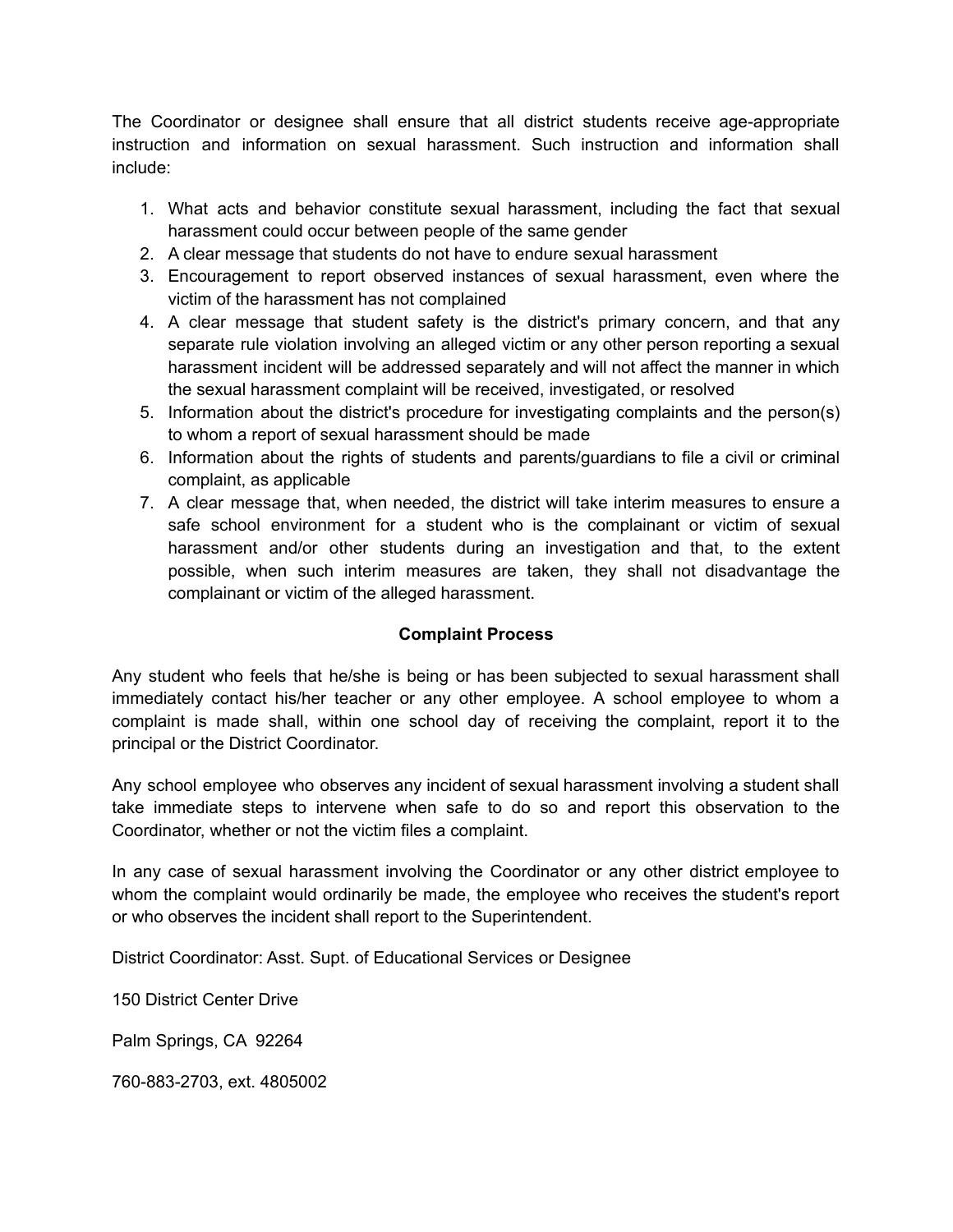The Coordinator or designee shall ensure that all district students receive age-appropriate instruction and information on sexual harassment. Such instruction and information shall include:

1. What acts and behavior constitute sexual harassment, including the fact that sexual harassment could occur between people of the same gender
2. A clear message that students do not have to endure sexual harassment
3. Encouragement to report observed instances of sexual harassment, even where the victim of the harassment has not complained
4. A clear message that student safety is the district's primary concern, and that any separate rule violation involving an alleged victim or any other person reporting a sexual harassment incident will be addressed separately and will not affect the manner in which the sexual harassment complaint will be received, investigated, or resolved
5. Information about the district's procedure for investigating complaints and the person(s) to whom a report of sexual harassment should be made
6. Information about the rights of students and parents/guardians to file a civil or criminal complaint, as applicable
7. A clear message that, when needed, the district will take interim measures to ensure a safe school environment for a student who is the complainant or victim of sexual harassment and/or other students during an investigation and that, to the extent possible, when such interim measures are taken, they shall not disadvantage the complainant or victim of the alleged harassment.

**Complaint Process**

Any student who feels that he/she is being or has been subjected to sexual harassment shall immediately contact his/her teacher or any other employee. A school employee to whom a complaint is made shall, within one school day of receiving the complaint, report it to the principal or the District Coordinator.

Any school employee who observes any incident of sexual harassment involving a student shall take immediate steps to intervene when safe to do so and report this observation to the Coordinator, whether or not the victim files a complaint.

In any case of sexual harassment involving the Coordinator or any other district employee to whom the complaint would ordinarily be made, the employee who receives the student's report or who observes the incident shall report to the Superintendent.

District Coordinator: Asst. Supt. of Educational Services or Designee

150 District Center Drive

Palm Springs, CA 92264

760-883-2703, ext. 4805002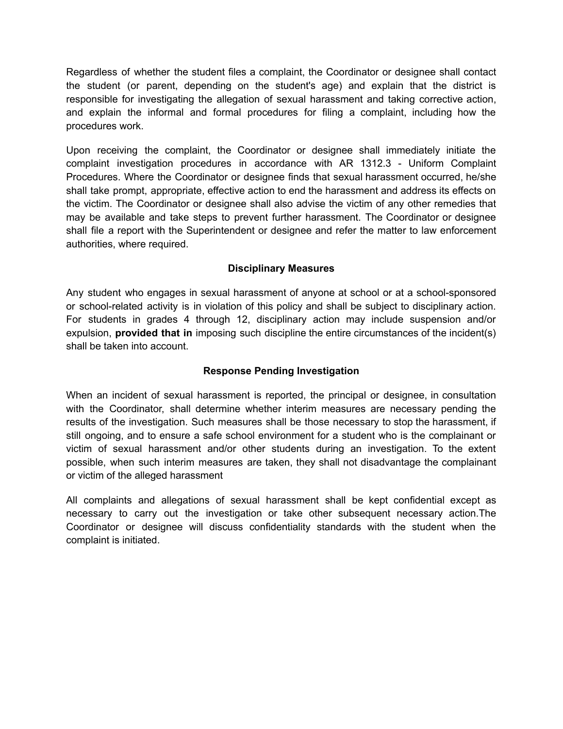Regardless of whether the student files a complaint, the Coordinator or designee shall contact the student (or parent, depending on the student's age) and explain that the district is responsible for investigating the allegation of sexual harassment and taking corrective action, and explain the informal and formal procedures for filing a complaint, including how the procedures work.

Upon receiving the complaint, the Coordinator or designee shall immediately initiate the complaint investigation procedures in accordance with AR 1312.3 - Uniform Complaint Procedures. Where the Coordinator or designee finds that sexual harassment occurred, he/she shall take prompt, appropriate, effective action to end the harassment and address its effects on the victim. The Coordinator or designee shall also advise the victim of any other remedies that may be available and take steps to prevent further harassment. The Coordinator or designee shall file a report with the Superintendent or designee and refer the matter to law enforcement authorities, where required.

### Disciplinary Measures

Any student who engages in sexual harassment of anyone at school or at a school-sponsored or school-related activity is in violation of this policy and shall be subject to disciplinary action. For students in grades 4 through 12, disciplinary action may include suspension and/or expulsion, **provided that in** imposing such discipline the entire circumstances of the incident(s) shall be taken into account.

### Response Pending Investigation

When an incident of sexual harassment is reported, the principal or designee, in consultation with the Coordinator, shall determine whether interim measures are necessary pending the results of the investigation. Such measures shall be those necessary to stop the harassment, if still ongoing, and to ensure a safe school environment for a student who is the complainant or victim of sexual harassment and/or other students during an investigation. To the extent possible, when such interim measures are taken, they shall not disadvantage the complainant or victim of the alleged harassment

All complaints and allegations of sexual harassment shall be kept confidential except as necessary to carry out the investigation or take other subsequent necessary action.The Coordinator or designee will discuss confidentiality standards with the student when the complaint is initiated.